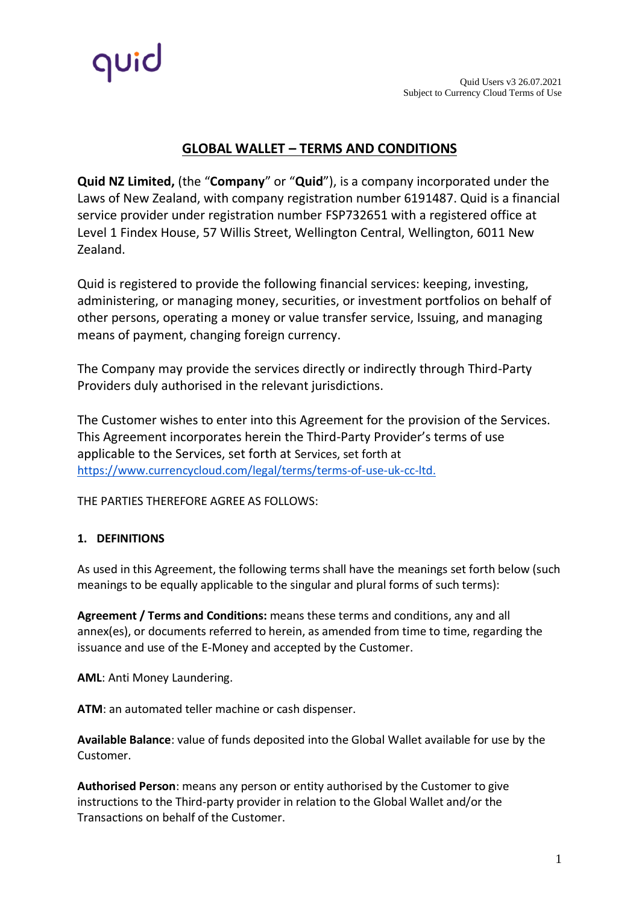quid

Quid Users v3 26.07.2021
Subject to Currency Cloud Terms of Use

# GLOBAL WALLET – TERMS AND CONDITIONS

**Quid NZ Limited,** (the "**Company**" or "**Quid**"), is a company incorporated under the Laws of New Zealand, with company registration number 6191487. Quid is a financial service provider under registration number FSP732651 with a registered office at Level 1 Findex House, 57 Willis Street, Wellington Central, Wellington, 6011 New Zealand.

Quid is registered to provide the following financial services: keeping, investing, administering, or managing money, securities, or investment portfolios on behalf of other persons, operating a money or value transfer service, Issuing, and managing means of payment, changing foreign currency.

The Company may provide the services directly or indirectly through Third-Party Providers duly authorised in the relevant jurisdictions.

The Customer wishes to enter into this Agreement for the provision of the Services. This Agreement incorporates herein the Third-Party Provider's terms of use applicable to the Services, set forth at Services, set forth at [https://www.currencycloud.com/legal/terms/terms-of-use-uk-cc-ltd.](https://www.currencycloud.com/legal/terms/terms-of-use-uk-cc-ltd.)

THE PARTIES THEREFORE AGREE AS FOLLOWS:

## 1. DEFINITIONS

As used in this Agreement, the following terms shall have the meanings set forth below (such meanings to be equally applicable to the singular and plural forms of such terms):

**Agreement / Terms and Conditions:** means these terms and conditions, any and all annex(es), or documents referred to herein, as amended from time to time, regarding the issuance and use of the E-Money and accepted by the Customer.

**AML**: Anti Money Laundering.

**ATM**: an automated teller machine or cash dispenser.

**Available Balance**: value of funds deposited into the Global Wallet available for use by the Customer.

**Authorised Person**: means any person or entity authorised by the Customer to give instructions to the Third-party provider in relation to the Global Wallet and/or the Transactions on behalf of the Customer.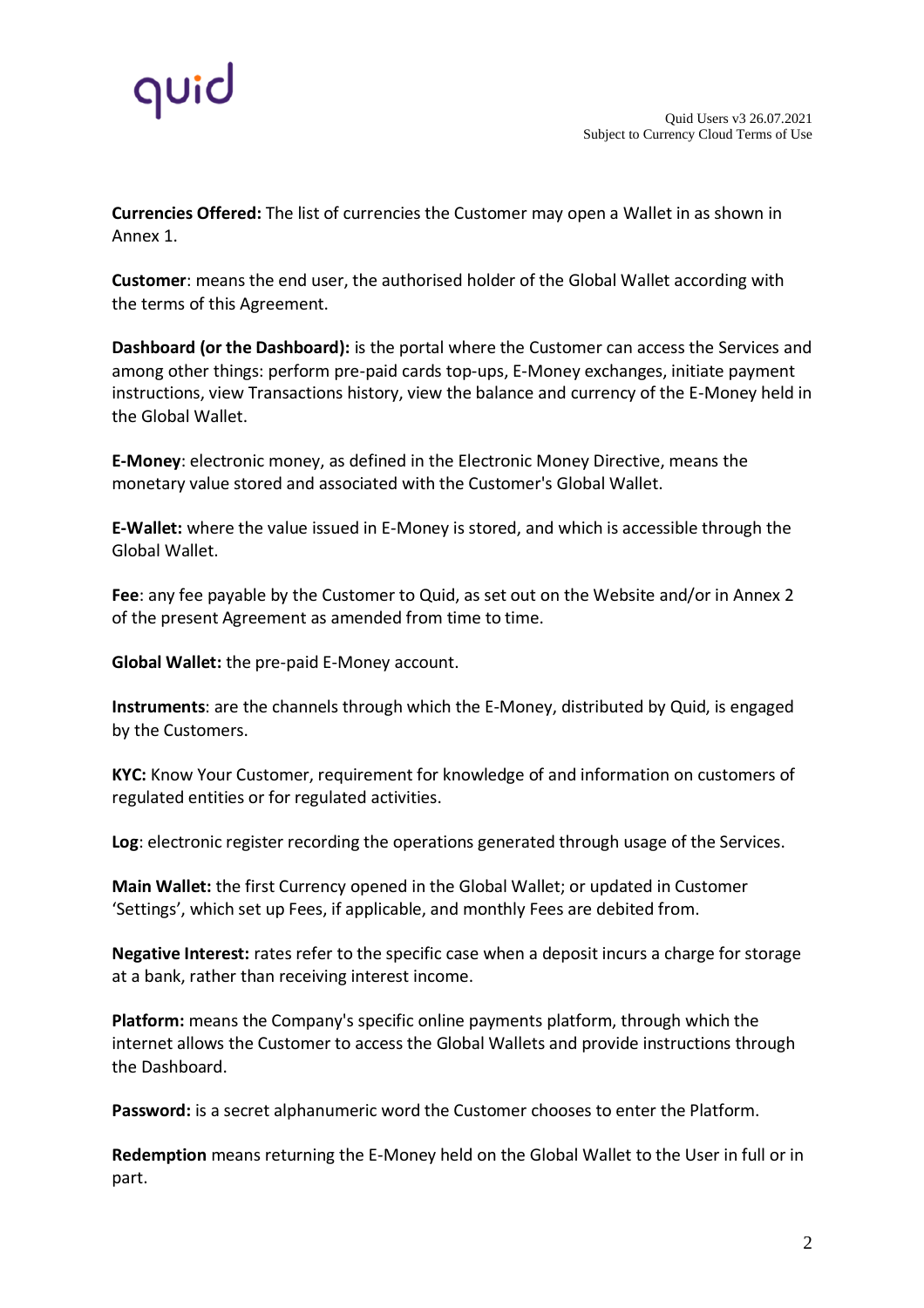**Currencies Offered:** The list of currencies the Customer may open a Wallet in as shown in Annex 1.

**Customer**: means the end user, the authorised holder of the Global Wallet according with the terms of this Agreement.

**Dashboard (or the Dashboard):** is the portal where the Customer can access the Services and among other things: perform pre-paid cards top-ups, E-Money exchanges, initiate payment instructions, view Transactions history, view the balance and currency of the E-Money held in the Global Wallet.

**E-Money**: electronic money, as defined in the Electronic Money Directive, means the monetary value stored and associated with the Customer's Global Wallet.

**E-Wallet:** where the value issued in E-Money is stored, and which is accessible through the Global Wallet.

**Fee**: any fee payable by the Customer to Quid, as set out on the Website and/or in Annex 2 of the present Agreement as amended from time to time.

**Global Wallet:** the pre-paid E-Money account.

**Instruments**: are the channels through which the E-Money, distributed by Quid, is engaged by the Customers.

**KYC:** Know Your Customer, requirement for knowledge of and information on customers of regulated entities or for regulated activities.

**Log**: electronic register recording the operations generated through usage of the Services.

**Main Wallet:** the first Currency opened in the Global Wallet; or updated in Customer 'Settings', which set up Fees, if applicable, and monthly Fees are debited from.

**Negative Interest:** rates refer to the specific case when a deposit incurs a charge for storage at a bank, rather than receiving interest income.

**Platform:** means the Company's specific online payments platform, through which the internet allows the Customer to access the Global Wallets and provide instructions through the Dashboard.

**Password:** is a secret alphanumeric word the Customer chooses to enter the Platform.

**Redemption** means returning the E-Money held on the Global Wallet to the User in full or in part.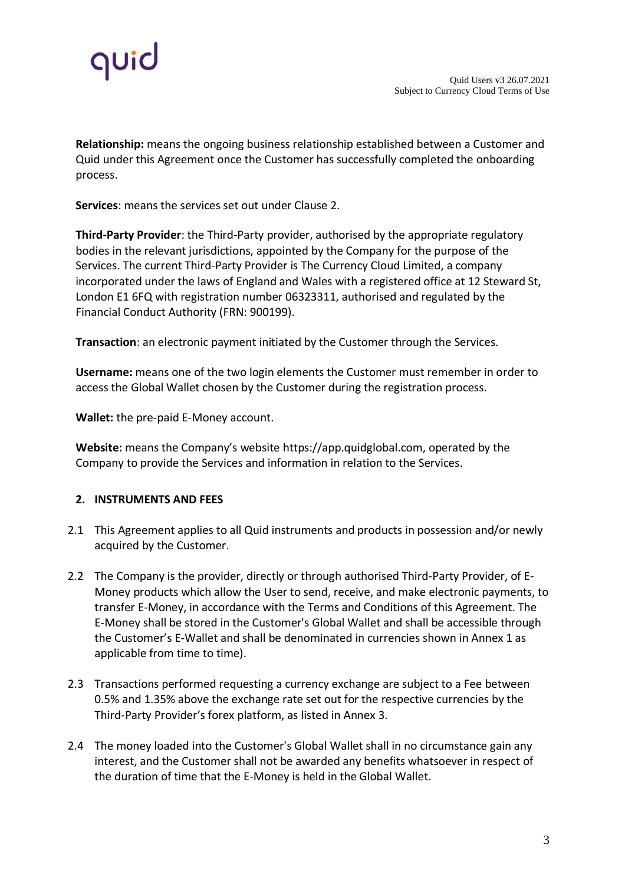**Relationship:** means the ongoing business relationship established between a Customer and Quid under this Agreement once the Customer has successfully completed the onboarding process.

**Services**: means the services set out under Clause 2.

**Third-Party Provider**: the Third-Party provider, authorised by the appropriate regulatory bodies in the relevant jurisdictions, appointed by the Company for the purpose of the Services. The current Third-Party Provider is The Currency Cloud Limited, a company incorporated under the laws of England and Wales with a registered office at 12 Steward St, London E1 6FQ with registration number 06323311, authorised and regulated by the Financial Conduct Authority (FRN: 900199).

**Transaction**: an electronic payment initiated by the Customer through the Services.

**Username:** means one of the two login elements the Customer must remember in order to access the Global Wallet chosen by the Customer during the registration process.

**Wallet:** the pre-paid E-Money account.

**Website:** means the Company's website https://app.quidglobal.com, operated by the Company to provide the Services and information in relation to the Services.

## 2. INSTRUMENTS AND FEES

2.1 This Agreement applies to all Quid instruments and products in possession and/or newly acquired by the Customer.

2.2 The Company is the provider, directly or through authorised Third-Party Provider, of E-Money products which allow the User to send, receive, and make electronic payments, to transfer E-Money, in accordance with the Terms and Conditions of this Agreement. The E-Money shall be stored in the Customer's Global Wallet and shall be accessible through the Customer's E-Wallet and shall be denominated in currencies shown in Annex 1 as applicable from time to time).

2.3 Transactions performed requesting a currency exchange are subject to a Fee between 0.5% and 1.35% above the exchange rate set out for the respective currencies by the Third-Party Provider's forex platform, as listed in Annex 3.

2.4 The money loaded into the Customer's Global Wallet shall in no circumstance gain any interest, and the Customer shall not be awarded any benefits whatsoever in respect of the duration of time that the E-Money is held in the Global Wallet.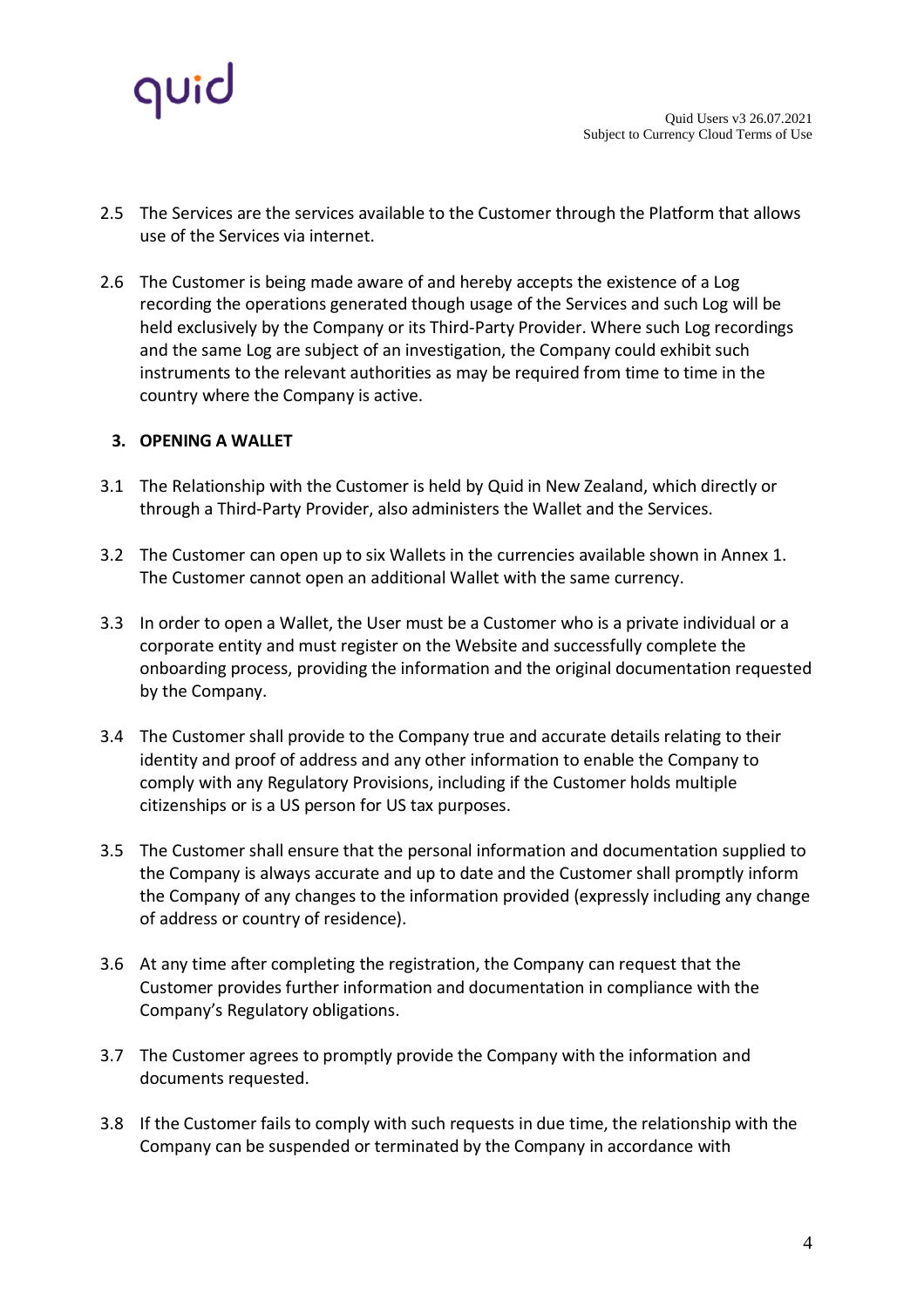2.5 The Services are the services available to the Customer through the Platform that allows use of the Services via internet.

2.6 The Customer is being made aware of and hereby accepts the existence of a Log recording the operations generated though usage of the Services and such Log will be held exclusively by the Company or its Third-Party Provider. Where such Log recordings and the same Log are subject of an investigation, the Company could exhibit such instruments to the relevant authorities as may be required from time to time in the country where the Company is active.

## 3. OPENING A WALLET

3.1 The Relationship with the Customer is held by Quid in New Zealand, which directly or through a Third-Party Provider, also administers the Wallet and the Services.

3.2 The Customer can open up to six Wallets in the currencies available shown in Annex 1. The Customer cannot open an additional Wallet with the same currency.

3.3 In order to open a Wallet, the User must be a Customer who is a private individual or a corporate entity and must register on the Website and successfully complete the onboarding process, providing the information and the original documentation requested by the Company.

3.4 The Customer shall provide to the Company true and accurate details relating to their identity and proof of address and any other information to enable the Company to comply with any Regulatory Provisions, including if the Customer holds multiple citizenships or is a US person for US tax purposes.

3.5 The Customer shall ensure that the personal information and documentation supplied to the Company is always accurate and up to date and the Customer shall promptly inform the Company of any changes to the information provided (expressly including any change of address or country of residence).

3.6 At any time after completing the registration, the Company can request that the Customer provides further information and documentation in compliance with the Company's Regulatory obligations.

3.7 The Customer agrees to promptly provide the Company with the information and documents requested.

3.8 If the Customer fails to comply with such requests in due time, the relationship with the Company can be suspended or terminated by the Company in accordance with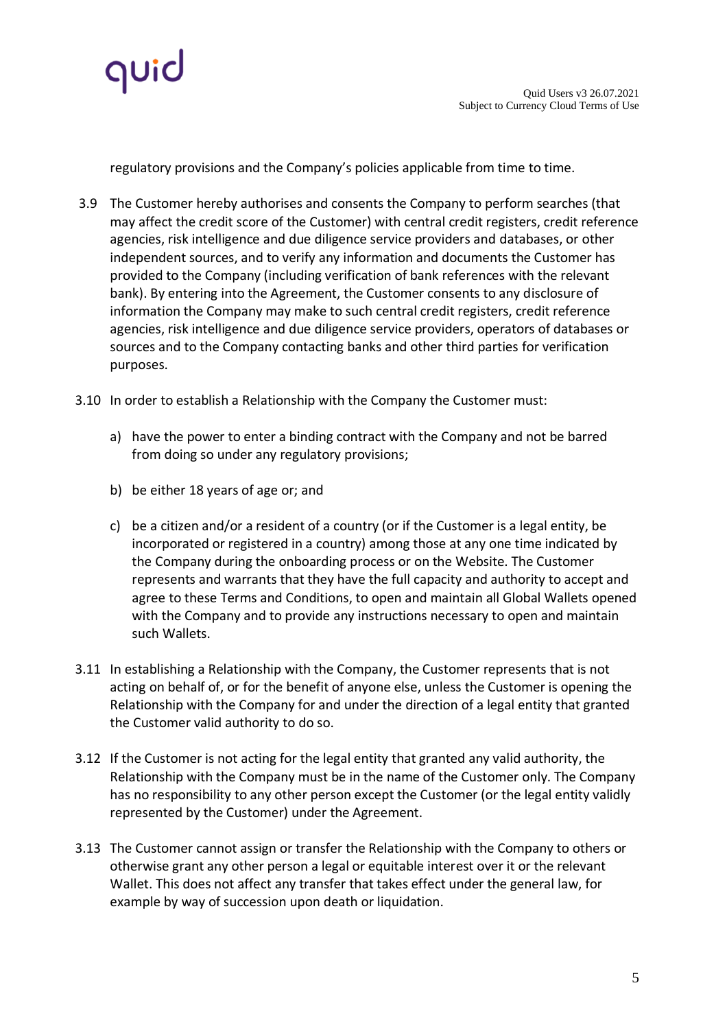regulatory provisions and the Company's policies applicable from time to time.

3.9 The Customer hereby authorises and consents the Company to perform searches (that may affect the credit score of the Customer) with central credit registers, credit reference agencies, risk intelligence and due diligence service providers and databases, or other independent sources, and to verify any information and documents the Customer has provided to the Company (including verification of bank references with the relevant bank). By entering into the Agreement, the Customer consents to any disclosure of information the Company may make to such central credit registers, credit reference agencies, risk intelligence and due diligence service providers, operators of databases or sources and to the Company contacting banks and other third parties for verification purposes.

3.10 In order to establish a Relationship with the Company the Customer must:

a) have the power to enter a binding contract with the Company and not be barred from doing so under any regulatory provisions;

b) be either 18 years of age or; and

c) be a citizen and/or a resident of a country (or if the Customer is a legal entity, be incorporated or registered in a country) among those at any one time indicated by the Company during the onboarding process or on the Website. The Customer represents and warrants that they have the full capacity and authority to accept and agree to these Terms and Conditions, to open and maintain all Global Wallets opened with the Company and to provide any instructions necessary to open and maintain such Wallets.

3.11 In establishing a Relationship with the Company, the Customer represents that is not acting on behalf of, or for the benefit of anyone else, unless the Customer is opening the Relationship with the Company for and under the direction of a legal entity that granted the Customer valid authority to do so.

3.12 If the Customer is not acting for the legal entity that granted any valid authority, the Relationship with the Company must be in the name of the Customer only. The Company has no responsibility to any other person except the Customer (or the legal entity validly represented by the Customer) under the Agreement.

3.13 The Customer cannot assign or transfer the Relationship with the Company to others or otherwise grant any other person a legal or equitable interest over it or the relevant Wallet. This does not affect any transfer that takes effect under the general law, for example by way of succession upon death or liquidation.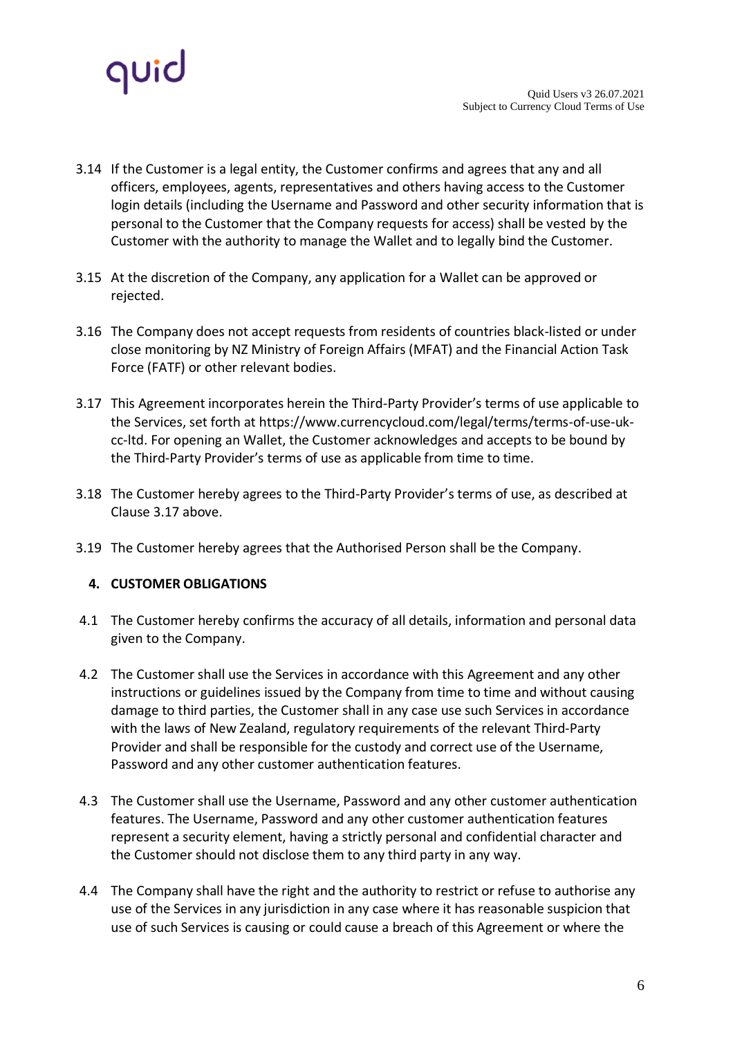3.14 If the Customer is a legal entity, the Customer confirms and agrees that any and all officers, employees, agents, representatives and others having access to the Customer login details (including the Username and Password and other security information that is personal to the Customer that the Company requests for access) shall be vested by the Customer with the authority to manage the Wallet and to legally bind the Customer.

3.15 At the discretion of the Company, any application for a Wallet can be approved or rejected.

3.16 The Company does not accept requests from residents of countries black-listed or under close monitoring by NZ Ministry of Foreign Affairs (MFAT) and the Financial Action Task Force (FATF) or other relevant bodies.

3.17 This Agreement incorporates herein the Third-Party Provider's terms of use applicable to the Services, set forth at https://www.currencycloud.com/legal/terms/terms-of-use-uk-cc-ltd. For opening an Wallet, the Customer acknowledges and accepts to be bound by the Third-Party Provider's terms of use as applicable from time to time.

3.18 The Customer hereby agrees to the Third-Party Provider's terms of use, as described at Clause 3.17 above.

3.19 The Customer hereby agrees that the Authorised Person shall be the Company.

## 4. CUSTOMER OBLIGATIONS

4.1 The Customer hereby confirms the accuracy of all details, information and personal data given to the Company.

4.2 The Customer shall use the Services in accordance with this Agreement and any other instructions or guidelines issued by the Company from time to time and without causing damage to third parties, the Customer shall in any case use such Services in accordance with the laws of New Zealand, regulatory requirements of the relevant Third-Party Provider and shall be responsible for the custody and correct use of the Username, Password and any other customer authentication features.

4.3 The Customer shall use the Username, Password and any other customer authentication features. The Username, Password and any other customer authentication features represent a security element, having a strictly personal and confidential character and the Customer should not disclose them to any third party in any way.

4.4 The Company shall have the right and the authority to restrict or refuse to authorise any use of the Services in any jurisdiction in any case where it has reasonable suspicion that use of such Services is causing or could cause a breach of this Agreement or where the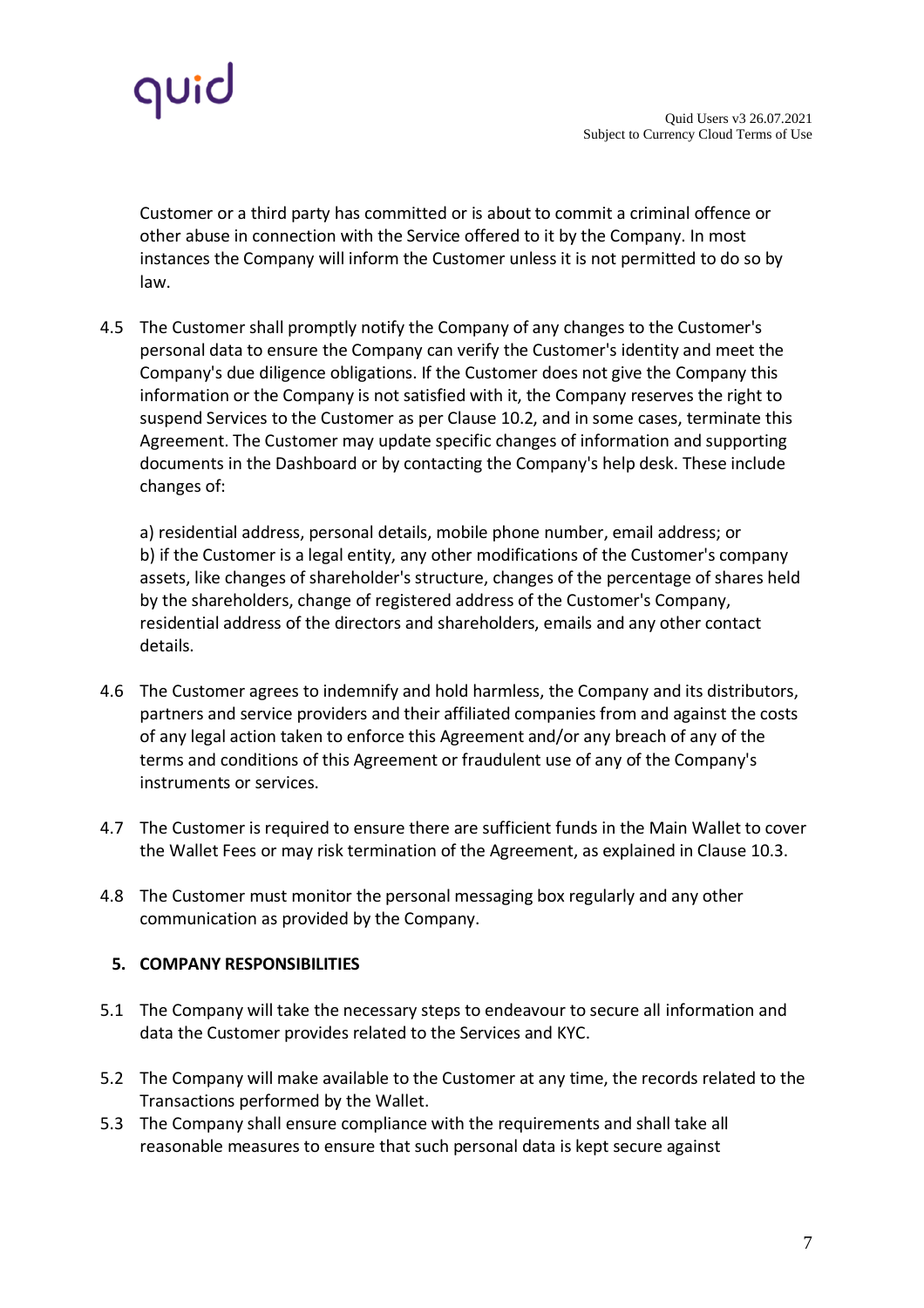Customer or a third party has committed or is about to commit a criminal offence or other abuse in connection with the Service offered to it by the Company. In most instances the Company will inform the Customer unless it is not permitted to do so by law.

4.5 The Customer shall promptly notify the Company of any changes to the Customer's personal data to ensure the Company can verify the Customer's identity and meet the Company's due diligence obligations. If the Customer does not give the Company this information or the Company is not satisfied with it, the Company reserves the right to suspend Services to the Customer as per Clause 10.2, and in some cases, terminate this Agreement. The Customer may update specific changes of information and supporting documents in the Dashboard or by contacting the Company's help desk. These include changes of:

a) residential address, personal details, mobile phone number, email address; or
b) if the Customer is a legal entity, any other modifications of the Customer's company assets, like changes of shareholder's structure, changes of the percentage of shares held by the shareholders, change of registered address of the Customer's Company, residential address of the directors and shareholders, emails and any other contact details.

4.6 The Customer agrees to indemnify and hold harmless, the Company and its distributors, partners and service providers and their affiliated companies from and against the costs of any legal action taken to enforce this Agreement and/or any breach of any of the terms and conditions of this Agreement or fraudulent use of any of the Company's instruments or services.

4.7 The Customer is required to ensure there are sufficient funds in the Main Wallet to cover the Wallet Fees or may risk termination of the Agreement, as explained in Clause 10.3.

4.8 The Customer must monitor the personal messaging box regularly and any other communication as provided by the Company.

## 5. COMPANY RESPONSIBILITIES

5.1 The Company will take the necessary steps to endeavour to secure all information and data the Customer provides related to the Services and KYC.

5.2 The Company will make available to the Customer at any time, the records related to the Transactions performed by the Wallet.

5.3 The Company shall ensure compliance with the requirements and shall take all reasonable measures to ensure that such personal data is kept secure against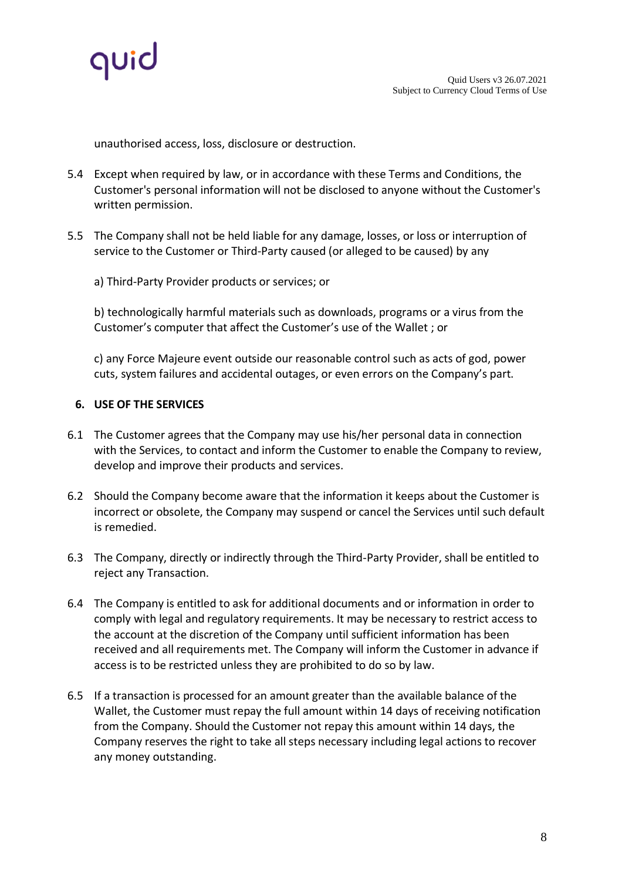unauthorised access, loss, disclosure or destruction.

5.4 Except when required by law, or in accordance with these Terms and Conditions, the Customer's personal information will not be disclosed to anyone without the Customer's written permission.

5.5 The Company shall not be held liable for any damage, losses, or loss or interruption of service to the Customer or Third-Party caused (or alleged to be caused) by any

a) Third-Party Provider products or services; or

b) technologically harmful materials such as downloads, programs or a virus from the Customer's computer that affect the Customer's use of the Wallet ; or

c) any Force Majeure event outside our reasonable control such as acts of god, power cuts, system failures and accidental outages, or even errors on the Company's part.

## 6. USE OF THE SERVICES

6.1 The Customer agrees that the Company may use his/her personal data in connection with the Services, to contact and inform the Customer to enable the Company to review, develop and improve their products and services.

6.2 Should the Company become aware that the information it keeps about the Customer is incorrect or obsolete, the Company may suspend or cancel the Services until such default is remedied.

6.3 The Company, directly or indirectly through the Third-Party Provider, shall be entitled to reject any Transaction.

6.4 The Company is entitled to ask for additional documents and or information in order to comply with legal and regulatory requirements. It may be necessary to restrict access to the account at the discretion of the Company until sufficient information has been received and all requirements met. The Company will inform the Customer in advance if access is to be restricted unless they are prohibited to do so by law.

6.5 If a transaction is processed for an amount greater than the available balance of the Wallet, the Customer must repay the full amount within 14 days of receiving notification from the Company. Should the Customer not repay this amount within 14 days, the Company reserves the right to take all steps necessary including legal actions to recover any money outstanding.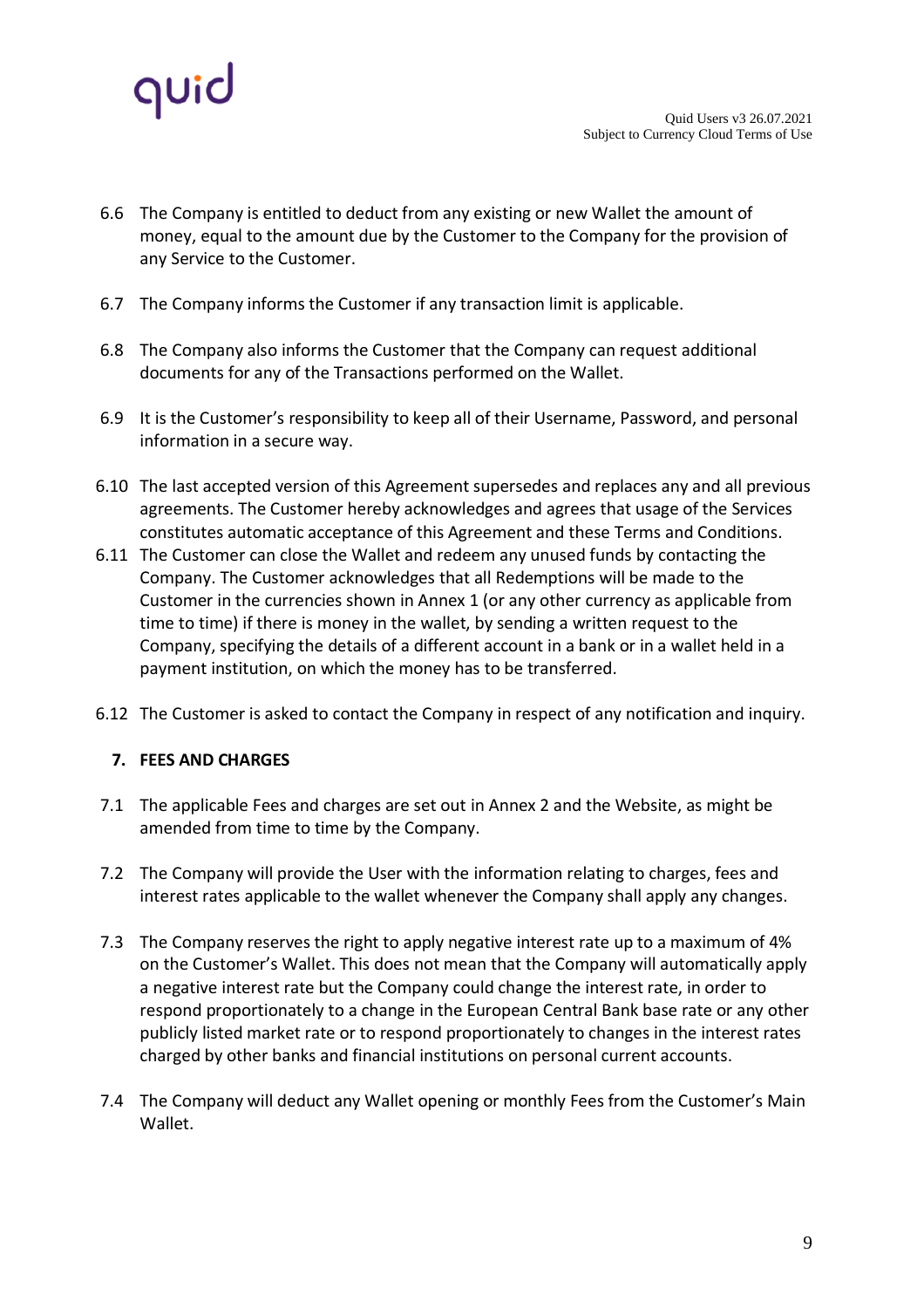6.6 The Company is entitled to deduct from any existing or new Wallet the amount of money, equal to the amount due by the Customer to the Company for the provision of any Service to the Customer.

6.7 The Company informs the Customer if any transaction limit is applicable.

6.8 The Company also informs the Customer that the Company can request additional documents for any of the Transactions performed on the Wallet.

6.9 It is the Customer's responsibility to keep all of their Username, Password, and personal information in a secure way.

6.10 The last accepted version of this Agreement supersedes and replaces any and all previous agreements. The Customer hereby acknowledges and agrees that usage of the Services constitutes automatic acceptance of this Agreement and these Terms and Conditions.

6.11 The Customer can close the Wallet and redeem any unused funds by contacting the Company. The Customer acknowledges that all Redemptions will be made to the Customer in the currencies shown in Annex 1 (or any other currency as applicable from time to time) if there is money in the wallet, by sending a written request to the Company, specifying the details of a different account in a bank or in a wallet held in a payment institution, on which the money has to be transferred.

6.12 The Customer is asked to contact the Company in respect of any notification and inquiry.

## 7. FEES AND CHARGES

7.1 The applicable Fees and charges are set out in Annex 2 and the Website, as might be amended from time to time by the Company.

7.2 The Company will provide the User with the information relating to charges, fees and interest rates applicable to the wallet whenever the Company shall apply any changes.

7.3 The Company reserves the right to apply negative interest rate up to a maximum of 4% on the Customer's Wallet. This does not mean that the Company will automatically apply a negative interest rate but the Company could change the interest rate, in order to respond proportionately to a change in the European Central Bank base rate or any other publicly listed market rate or to respond proportionately to changes in the interest rates charged by other banks and financial institutions on personal current accounts.

7.4 The Company will deduct any Wallet opening or monthly Fees from the Customer's Main Wallet.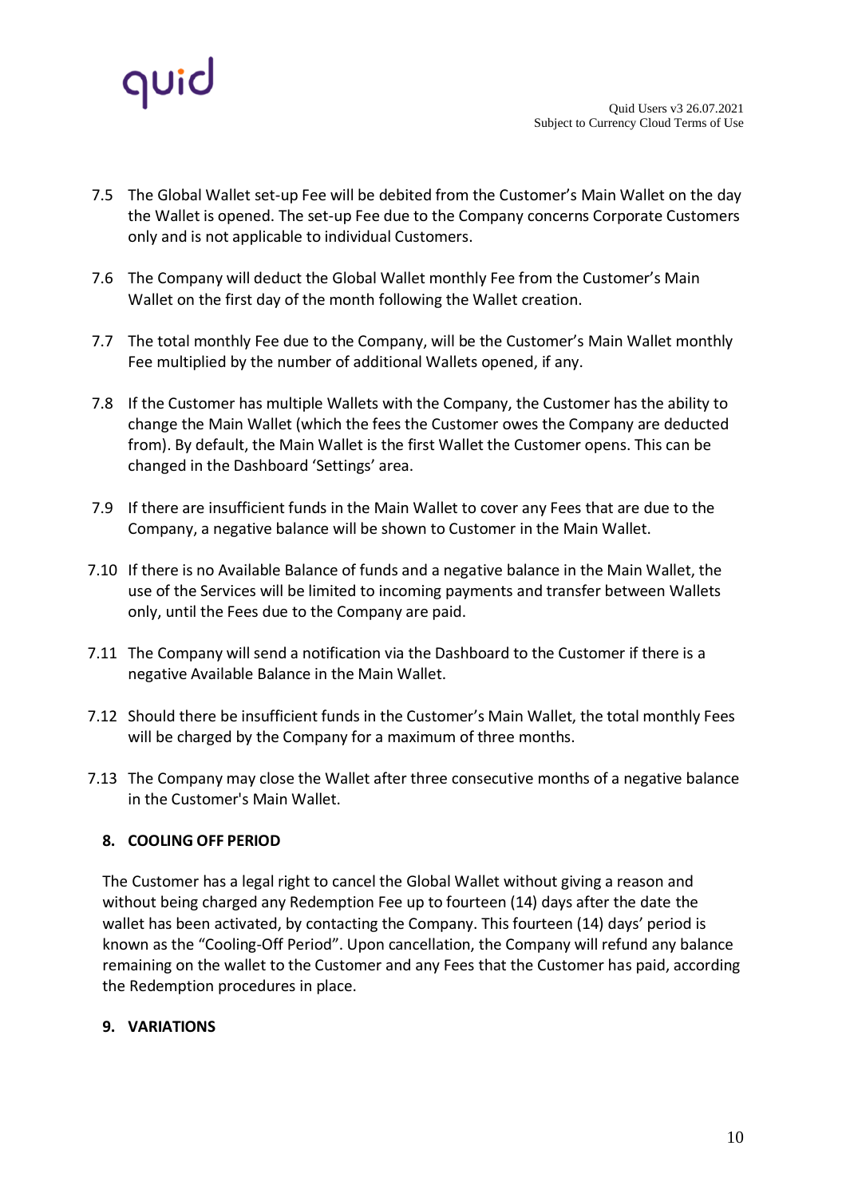7.5 The Global Wallet set-up Fee will be debited from the Customer's Main Wallet on the day the Wallet is opened. The set-up Fee due to the Company concerns Corporate Customers only and is not applicable to individual Customers.

7.6 The Company will deduct the Global Wallet monthly Fee from the Customer's Main Wallet on the first day of the month following the Wallet creation.

7.7 The total monthly Fee due to the Company, will be the Customer's Main Wallet monthly Fee multiplied by the number of additional Wallets opened, if any.

7.8 If the Customer has multiple Wallets with the Company, the Customer has the ability to change the Main Wallet (which the fees the Customer owes the Company are deducted from). By default, the Main Wallet is the first Wallet the Customer opens. This can be changed in the Dashboard 'Settings' area.

7.9 If there are insufficient funds in the Main Wallet to cover any Fees that are due to the Company, a negative balance will be shown to Customer in the Main Wallet.

7.10 If there is no Available Balance of funds and a negative balance in the Main Wallet, the use of the Services will be limited to incoming payments and transfer between Wallets only, until the Fees due to the Company are paid.

7.11 The Company will send a notification via the Dashboard to the Customer if there is a negative Available Balance in the Main Wallet.

7.12 Should there be insufficient funds in the Customer's Main Wallet, the total monthly Fees will be charged by the Company for a maximum of three months.

7.13 The Company may close the Wallet after three consecutive months of a negative balance in the Customer's Main Wallet.

## 8. COOLING OFF PERIOD

The Customer has a legal right to cancel the Global Wallet without giving a reason and without being charged any Redemption Fee up to fourteen (14) days after the date the wallet has been activated, by contacting the Company. This fourteen (14) days' period is known as the "Cooling-Off Period". Upon cancellation, the Company will refund any balance remaining on the wallet to the Customer and any Fees that the Customer has paid, according the Redemption procedures in place.

## 9. VARIATIONS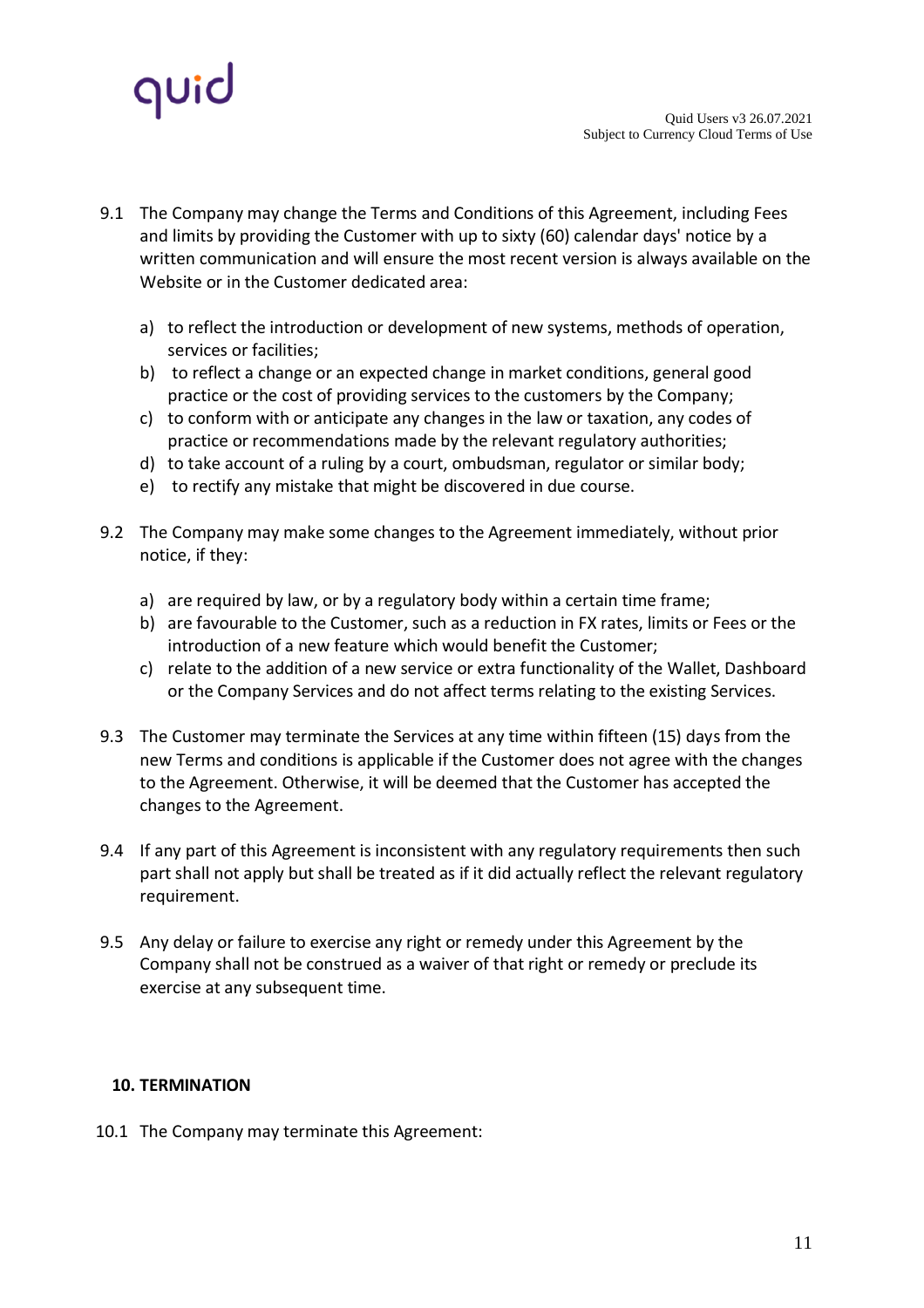9.1 The Company may change the Terms and Conditions of this Agreement, including Fees and limits by providing the Customer with up to sixty (60) calendar days' notice by a written communication and will ensure the most recent version is always available on the Website or in the Customer dedicated area:

a) to reflect the introduction or development of new systems, methods of operation, services or facilities;
b) to reflect a change or an expected change in market conditions, general good practice or the cost of providing services to the customers by the Company;
c) to conform with or anticipate any changes in the law or taxation, any codes of practice or recommendations made by the relevant regulatory authorities;
d) to take account of a ruling by a court, ombudsman, regulator or similar body;
e) to rectify any mistake that might be discovered in due course.

9.2 The Company may make some changes to the Agreement immediately, without prior notice, if they:

a) are required by law, or by a regulatory body within a certain time frame;
b) are favourable to the Customer, such as a reduction in FX rates, limits or Fees or the introduction of a new feature which would benefit the Customer;
c) relate to the addition of a new service or extra functionality of the Wallet, Dashboard or the Company Services and do not affect terms relating to the existing Services.

9.3 The Customer may terminate the Services at any time within fifteen (15) days from the new Terms and conditions is applicable if the Customer does not agree with the changes to the Agreement. Otherwise, it will be deemed that the Customer has accepted the changes to the Agreement.

9.4 If any part of this Agreement is inconsistent with any regulatory requirements then such part shall not apply but shall be treated as if it did actually reflect the relevant regulatory requirement.

9.5 Any delay or failure to exercise any right or remedy under this Agreement by the Company shall not be construed as a waiver of that right or remedy or preclude its exercise at any subsequent time.

## 10. TERMINATION

10.1 The Company may terminate this Agreement: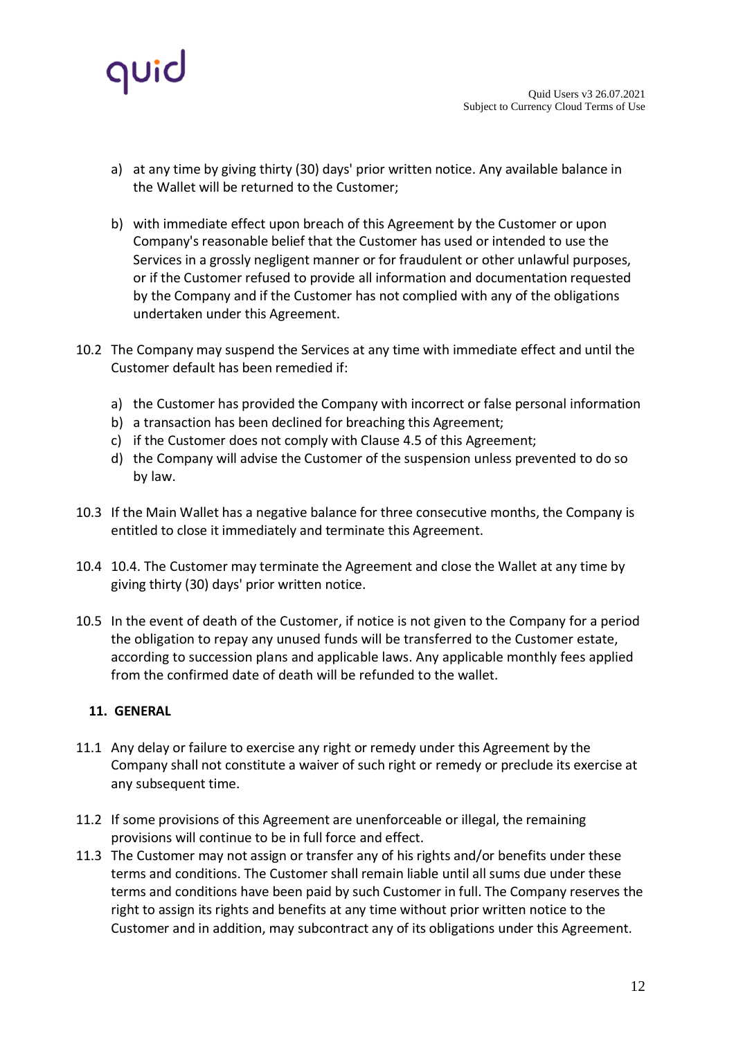a) at any time by giving thirty (30) days' prior written notice. Any available balance in the Wallet will be returned to the Customer;

b) with immediate effect upon breach of this Agreement by the Customer or upon Company's reasonable belief that the Customer has used or intended to use the Services in a grossly negligent manner or for fraudulent or other unlawful purposes, or if the Customer refused to provide all information and documentation requested by the Company and if the Customer has not complied with any of the obligations undertaken under this Agreement.

10.2 The Company may suspend the Services at any time with immediate effect and until the Customer default has been remedied if:

a) the Customer has provided the Company with incorrect or false personal information
b) a transaction has been declined for breaching this Agreement;
c) if the Customer does not comply with Clause 4.5 of this Agreement;
d) the Company will advise the Customer of the suspension unless prevented to do so by law.

10.3 If the Main Wallet has a negative balance for three consecutive months, the Company is entitled to close it immediately and terminate this Agreement.

10.4 10.4. The Customer may terminate the Agreement and close the Wallet at any time by giving thirty (30) days' prior written notice.

10.5 In the event of death of the Customer, if notice is not given to the Company for a period the obligation to repay any unused funds will be transferred to the Customer estate, according to succession plans and applicable laws. Any applicable monthly fees applied from the confirmed date of death will be refunded to the wallet.

## 11. GENERAL

11.1 Any delay or failure to exercise any right or remedy under this Agreement by the Company shall not constitute a waiver of such right or remedy or preclude its exercise at any subsequent time.

11.2 If some provisions of this Agreement are unenforceable or illegal, the remaining provisions will continue to be in full force and effect.

11.3 The Customer may not assign or transfer any of his rights and/or benefits under these terms and conditions. The Customer shall remain liable until all sums due under these terms and conditions have been paid by such Customer in full. The Company reserves the right to assign its rights and benefits at any time without prior written notice to the Customer and in addition, may subcontract any of its obligations under this Agreement.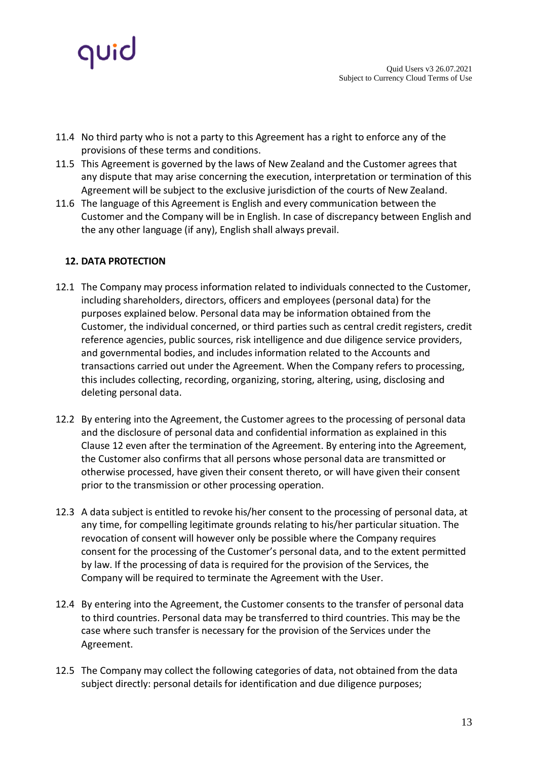11.4 No third party who is not a party to this Agreement has a right to enforce any of the provisions of these terms and conditions.

11.5 This Agreement is governed by the laws of New Zealand and the Customer agrees that any dispute that may arise concerning the execution, interpretation or termination of this Agreement will be subject to the exclusive jurisdiction of the courts of New Zealand.

11.6 The language of this Agreement is English and every communication between the Customer and the Company will be in English. In case of discrepancy between English and the any other language (if any), English shall always prevail.

## 12. DATA PROTECTION

12.1 The Company may process information related to individuals connected to the Customer, including shareholders, directors, officers and employees (personal data) for the purposes explained below. Personal data may be information obtained from the Customer, the individual concerned, or third parties such as central credit registers, credit reference agencies, public sources, risk intelligence and due diligence service providers, and governmental bodies, and includes information related to the Accounts and transactions carried out under the Agreement. When the Company refers to processing, this includes collecting, recording, organizing, storing, altering, using, disclosing and deleting personal data.

12.2 By entering into the Agreement, the Customer agrees to the processing of personal data and the disclosure of personal data and confidential information as explained in this Clause 12 even after the termination of the Agreement. By entering into the Agreement, the Customer also confirms that all persons whose personal data are transmitted or otherwise processed, have given their consent thereto, or will have given their consent prior to the transmission or other processing operation.

12.3 A data subject is entitled to revoke his/her consent to the processing of personal data, at any time, for compelling legitimate grounds relating to his/her particular situation. The revocation of consent will however only be possible where the Company requires consent for the processing of the Customer's personal data, and to the extent permitted by law. If the processing of data is required for the provision of the Services, the Company will be required to terminate the Agreement with the User.

12.4 By entering into the Agreement, the Customer consents to the transfer of personal data to third countries. Personal data may be transferred to third countries. This may be the case where such transfer is necessary for the provision of the Services under the Agreement.

12.5 The Company may collect the following categories of data, not obtained from the data subject directly: personal details for identification and due diligence purposes;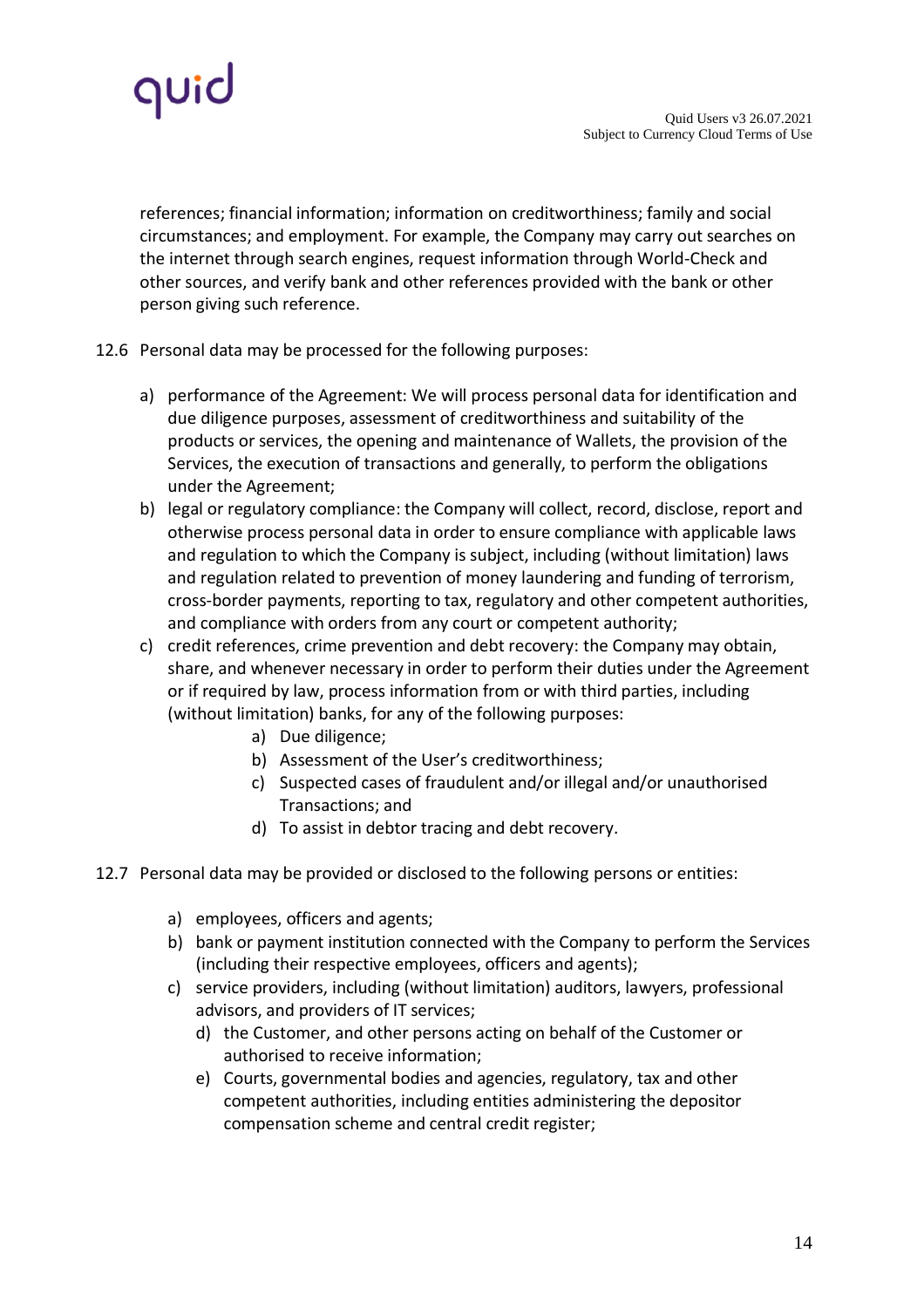references; financial information; information on creditworthiness; family and social circumstances; and employment. For example, the Company may carry out searches on the internet through search engines, request information through World-Check and other sources, and verify bank and other references provided with the bank or other person giving such reference.

12.6 Personal data may be processed for the following purposes:

a) performance of the Agreement: We will process personal data for identification and due diligence purposes, assessment of creditworthiness and suitability of the products or services, the opening and maintenance of Wallets, the provision of the Services, the execution of transactions and generally, to perform the obligations under the Agreement;
b) legal or regulatory compliance: the Company will collect, record, disclose, report and otherwise process personal data in order to ensure compliance with applicable laws and regulation to which the Company is subject, including (without limitation) laws and regulation related to prevention of money laundering and funding of terrorism, cross-border payments, reporting to tax, regulatory and other competent authorities, and compliance with orders from any court or competent authority;
c) credit references, crime prevention and debt recovery: the Company may obtain, share, and whenever necessary in order to perform their duties under the Agreement or if required by law, process information from or with third parties, including (without limitation) banks, for any of the following purposes:
    a) Due diligence;
    b) Assessment of the User's creditworthiness;
    c) Suspected cases of fraudulent and/or illegal and/or unauthorised Transactions; and
    d) To assist in debtor tracing and debt recovery.

12.7 Personal data may be provided or disclosed to the following persons or entities:

a) employees, officers and agents;
b) bank or payment institution connected with the Company to perform the Services (including their respective employees, officers and agents);
c) service providers, including (without limitation) auditors, lawyers, professional advisors, and providers of IT services;
d) the Customer, and other persons acting on behalf of the Customer or authorised to receive information;
e) Courts, governmental bodies and agencies, regulatory, tax and other competent authorities, including entities administering the depositor compensation scheme and central credit register;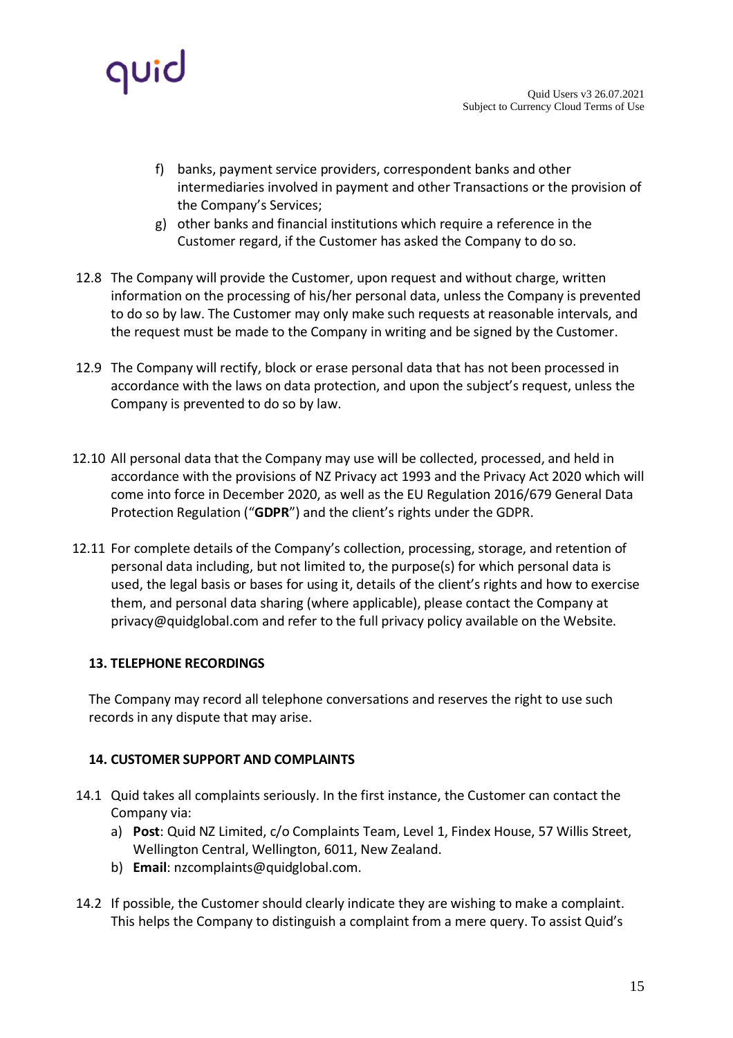f) banks, payment service providers, correspondent banks and other intermediaries involved in payment and other Transactions or the provision of the Company's Services;
g) other banks and financial institutions which require a reference in the Customer regard, if the Customer has asked the Company to do so.

12.8 The Company will provide the Customer, upon request and without charge, written information on the processing of his/her personal data, unless the Company is prevented to do so by law. The Customer may only make such requests at reasonable intervals, and the request must be made to the Company in writing and be signed by the Customer.

12.9 The Company will rectify, block or erase personal data that has not been processed in accordance with the laws on data protection, and upon the subject's request, unless the Company is prevented to do so by law.

12.10 All personal data that the Company may use will be collected, processed, and held in accordance with the provisions of NZ Privacy act 1993 and the Privacy Act 2020 which will come into force in December 2020, as well as the EU Regulation 2016/679 General Data Protection Regulation ("**GDPR**") and the client's rights under the GDPR.

12.11 For complete details of the Company's collection, processing, storage, and retention of personal data including, but not limited to, the purpose(s) for which personal data is used, the legal basis or bases for using it, details of the client's rights and how to exercise them, and personal data sharing (where applicable), please contact the Company at privacy@quidglobal.com and refer to the full privacy policy available on the Website.

## 13. TELEPHONE RECORDINGS

The Company may record all telephone conversations and reserves the right to use such records in any dispute that may arise.

## 14. CUSTOMER SUPPORT AND COMPLAINTS

14.1 Quid takes all complaints seriously. In the first instance, the Customer can contact the Company via:

a) **Post**: Quid NZ Limited, c/o Complaints Team, Level 1, Findex House, 57 Willis Street, Wellington Central, Wellington, 6011, New Zealand.
b) **Email**: nzcomplaints@quidglobal.com.

14.2 If possible, the Customer should clearly indicate they are wishing to make a complaint. This helps the Company to distinguish a complaint from a mere query. To assist Quid's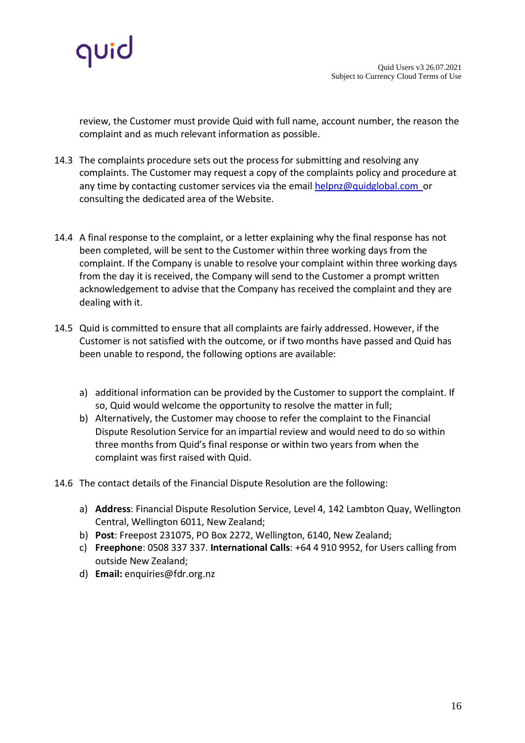review, the Customer must provide Quid with full name, account number, the reason the complaint and as much relevant information as possible.

14.3 The complaints procedure sets out the process for submitting and resolving any complaints. The Customer may request a copy of the complaints policy and procedure at any time by contacting customer services via the email helpnz@quidglobal.com or consulting the dedicated area of the Website.

14.4 A final response to the complaint, or a letter explaining why the final response has not been completed, will be sent to the Customer within three working days from the complaint. If the Company is unable to resolve your complaint within three working days from the day it is received, the Company will send to the Customer a prompt written acknowledgement to advise that the Company has received the complaint and they are dealing with it.

14.5 Quid is committed to ensure that all complaints are fairly addressed. However, if the Customer is not satisfied with the outcome, or if two months have passed and Quid has been unable to respond, the following options are available:

a) additional information can be provided by the Customer to support the complaint. If so, Quid would welcome the opportunity to resolve the matter in full;
b) Alternatively, the Customer may choose to refer the complaint to the Financial Dispute Resolution Service for an impartial review and would need to do so within three months from Quid's final response or within two years from when the complaint was first raised with Quid.

14.6 The contact details of the Financial Dispute Resolution are the following:

a) **Address**: Financial Dispute Resolution Service, Level 4, 142 Lambton Quay, Wellington Central, Wellington 6011, New Zealand;
b) **Post**: Freepost 231075, PO Box 2272, Wellington, 6140, New Zealand;
c) **Freephone**: 0508 337 337. **International Calls**: +64 4 910 9952, for Users calling from outside New Zealand;
d) **Email:** enquiries@fdr.org.nz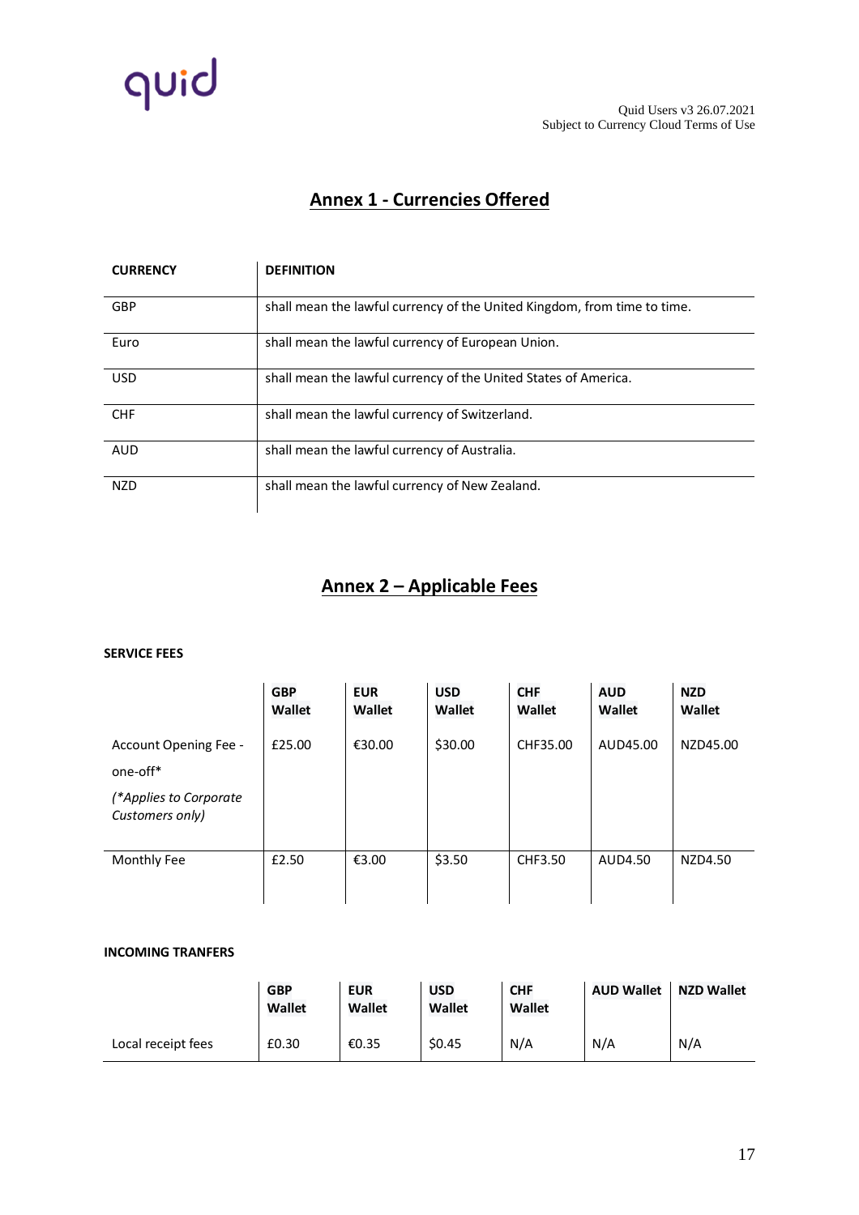# Annex 1 - Currencies Offered

| CURRENCY | DEFINITION |
|---|---|
| GBP | shall mean the lawful currency of the United Kingdom, from time to time. |
| Euro | shall mean the lawful currency of European Union. |
| USD | shall mean the lawful currency of the United States of America. |
| CHF | shall mean the lawful currency of Switzerland. |
| AUD | shall mean the lawful currency of Australia. |
| NZD | shall mean the lawful currency of New Zealand. |

# Annex 2 – Applicable Fees

**SERVICE FEES**

| | GBP Wallet | EUR Wallet | USD Wallet | CHF Wallet | AUD Wallet | NZD Wallet |
|---|---|---|---|---|---|---|
| Account Opening Fee - one-off* *(\*Applies to Corporate Customers only)* | £25.00 | €30.00 | $30.00 | CHF35.00 | AUD45.00 | NZD45.00 |
| Monthly Fee | £2.50 | €3.00 | $3.50 | CHF3.50 | AUD4.50 | NZD4.50 |

**INCOMING TRANFERS**

| | GBP Wallet | EUR Wallet | USD Wallet | CHF Wallet | AUD Wallet | NZD Wallet |
|---|---|---|---|---|---|---|
| Local receipt fees | £0.30 | €0.35 | $0.45 | N/A | N/A | N/A |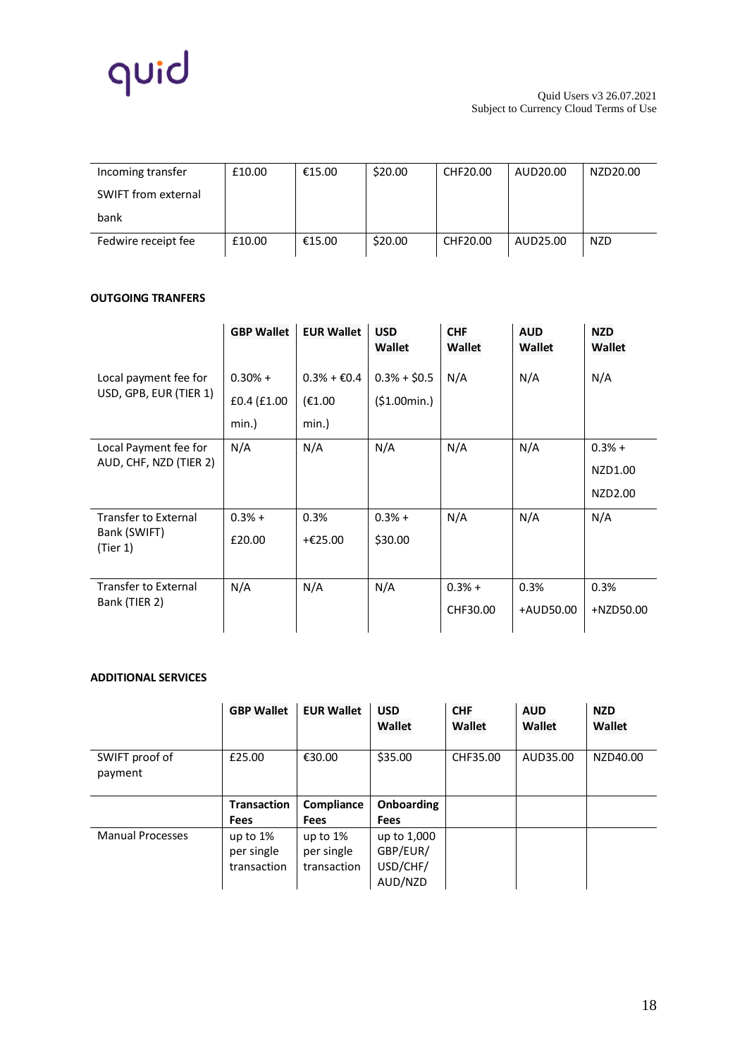| Incoming transfer SWIFT from external bank | £10.00 | €15.00 | $20.00 | CHF20.00 | AUD20.00 | NZD20.00 |
|---|---|---|---|---|---|---|
| Fedwire receipt fee | £10.00 | €15.00 | $20.00 | CHF20.00 | AUD25.00 | NZD |

**OUTGOING TRANFERS**

| | GBP Wallet | EUR Wallet | USD Wallet | CHF Wallet | AUD Wallet | NZD Wallet |
|---|---|---|---|---|---|---|
| Local payment fee for USD, GPB, EUR (TIER 1) | 0.30% + £0.4 (£1.00 min.) | 0.3% + €0.4 (€1.00 min.) | 0.3% + $0.5 ($1.00min.) | N/A | N/A | N/A |
| Local Payment fee for AUD, CHF, NZD (TIER 2) | N/A | N/A | N/A | N/A | N/A | 0.3% + NZD1.00 NZD2.00 |
| Transfer to External Bank (SWIFT) (Tier 1) | 0.3% + £20.00 | 0.3% +€25.00 | 0.3% + $30.00 | N/A | N/A | N/A |
| Transfer to External Bank (TIER 2) | N/A | N/A | N/A | 0.3% + CHF30.00 | 0.3% +AUD50.00 | 0.3% +NZD50.00 |

**ADDITIONAL SERVICES**

| | GBP Wallet | EUR Wallet | USD Wallet | CHF Wallet | AUD Wallet | NZD Wallet |
|---|---|---|---|---|---|---|
| SWIFT proof of payment | £25.00 | €30.00 | $35.00 | CHF35.00 | AUD35.00 | NZD40.00 |
| | **Transaction Fees** | **Compliance Fees** | **Onboarding Fees** | | | |
| Manual Processes | up to 1% per single transaction | up to 1% per single transaction | up to 1,000 GBP/EUR/ USD/CHF/ AUD/NZD | | | |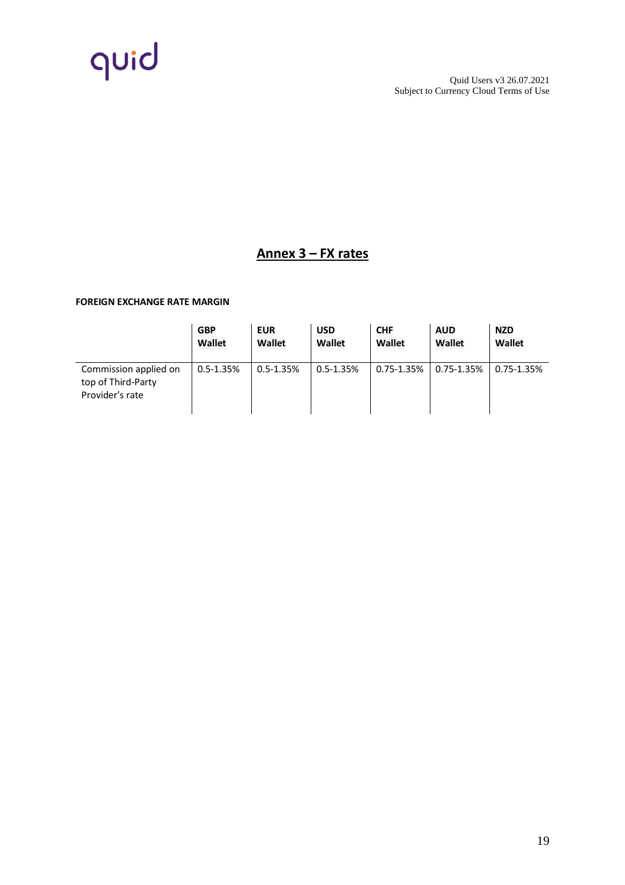## Annex 3 – FX rates

**FOREIGN EXCHANGE RATE MARGIN**

| | GBP Wallet | EUR Wallet | USD Wallet | CHF Wallet | AUD Wallet | NZD Wallet |
|---|---|---|---|---|---|---|
| Commission applied on top of Third-Party Provider's rate | 0.5-1.35% | 0.5-1.35% | 0.5-1.35% | 0.75-1.35% | 0.75-1.35% | 0.75-1.35% |